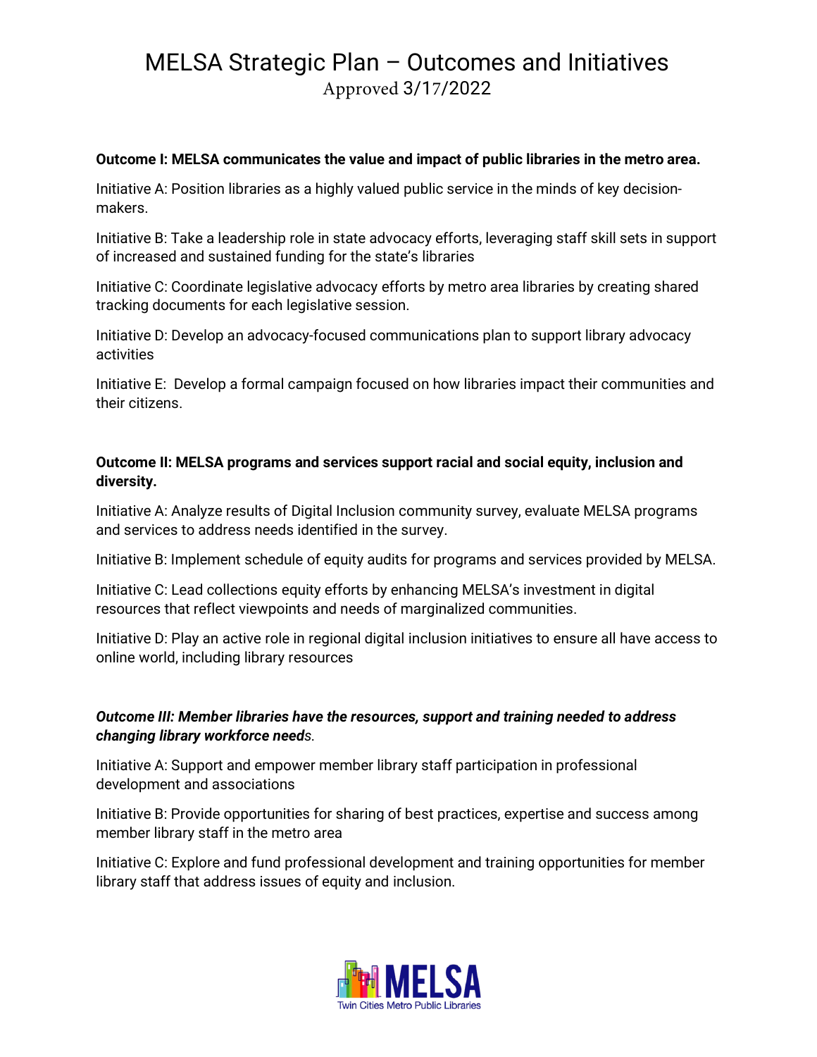# MELSA Strategic Plan – Outcomes and Initiatives

Approved 3/17/2022

**Outcome I: MELSA communicates the value and impact of public libraries in the metro area.**

Initiative A: Position libraries as a highly valued public service in the minds of key decision-makers.

Initiative B: Take a leadership role in state advocacy efforts, leveraging staff skill sets in support of increased and sustained funding for the state's libraries

Initiative C: Coordinate legislative advocacy efforts by metro area libraries by creating shared tracking documents for each legislative session.

Initiative D: Develop an advocacy-focused communications plan to support library advocacy activities

Initiative E: Develop a formal campaign focused on how libraries impact their communities and their citizens.

**Outcome II: MELSA programs and services support racial and social equity, inclusion and diversity.**

Initiative A: Analyze results of Digital Inclusion community survey, evaluate MELSA programs and services to address needs identified in the survey.

Initiative B: Implement schedule of equity audits for programs and services provided by MELSA.

Initiative C: Lead collections equity efforts by enhancing MELSA's investment in digital resources that reflect viewpoints and needs of marginalized communities.

Initiative D: Play an active role in regional digital inclusion initiatives to ensure all have access to online world, including library resources

***Outcome III: Member libraries have the resources, support and training needed to address changing library workforce need****s.*

Initiative A: Support and empower member library staff participation in professional development and associations

Initiative B: Provide opportunities for sharing of best practices, expertise and success among member library staff in the metro area

Initiative C: Explore and fund professional development and training opportunities for member library staff that address issues of equity and inclusion.

MELSA
Twin Cities Metro Public Libraries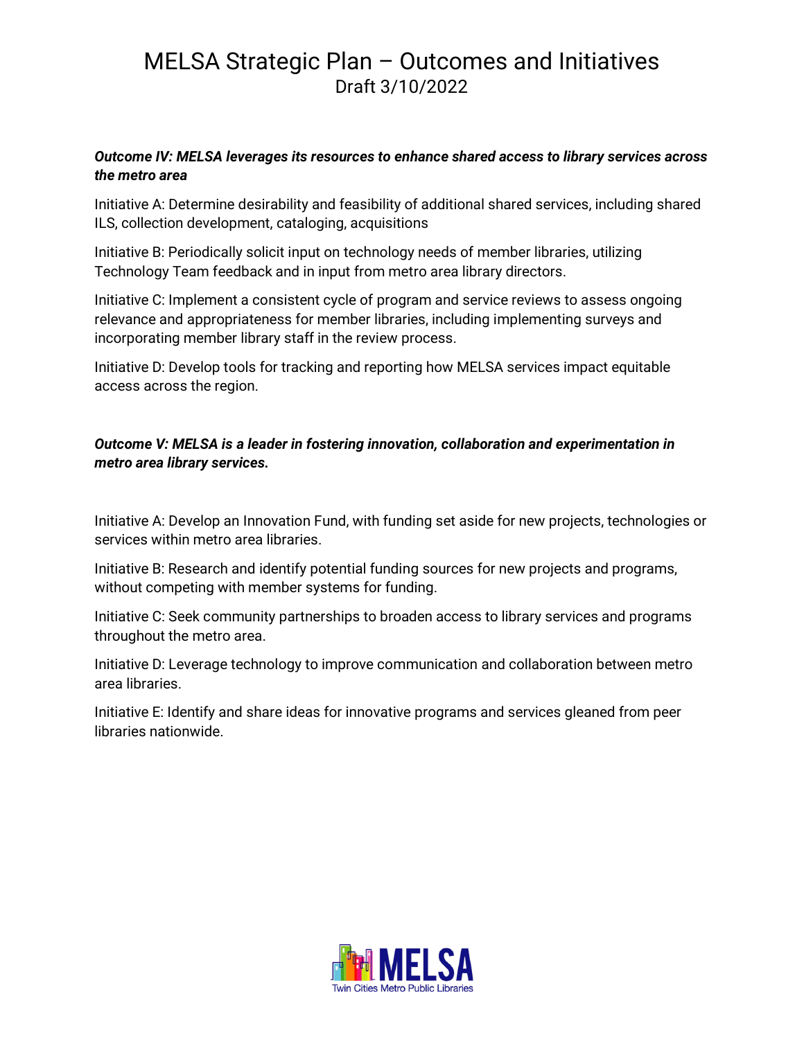# MELSA Strategic Plan – Outcomes and Initiatives

Draft 3/10/2022

***Outcome IV: MELSA leverages its resources to enhance shared access to library services across the metro area***

Initiative A: Determine desirability and feasibility of additional shared services, including shared ILS, collection development, cataloging, acquisitions

Initiative B: Periodically solicit input on technology needs of member libraries, utilizing Technology Team feedback and in input from metro area library directors.

Initiative C: Implement a consistent cycle of program and service reviews to assess ongoing relevance and appropriateness for member libraries, including implementing surveys and incorporating member library staff in the review process.

Initiative D: Develop tools for tracking and reporting how MELSA services impact equitable access across the region.

***Outcome V: MELSA is a leader in fostering innovation, collaboration and experimentation in metro area library services.***

Initiative A: Develop an Innovation Fund, with funding set aside for new projects, technologies or services within metro area libraries.

Initiative B: Research and identify potential funding sources for new projects and programs, without competing with member systems for funding.

Initiative C: Seek community partnerships to broaden access to library services and programs throughout the metro area.

Initiative D: Leverage technology to improve communication and collaboration between metro area libraries.

Initiative E: Identify and share ideas for innovative programs and services gleaned from peer libraries nationwide.

MELSA
Twin Cities Metro Public Libraries